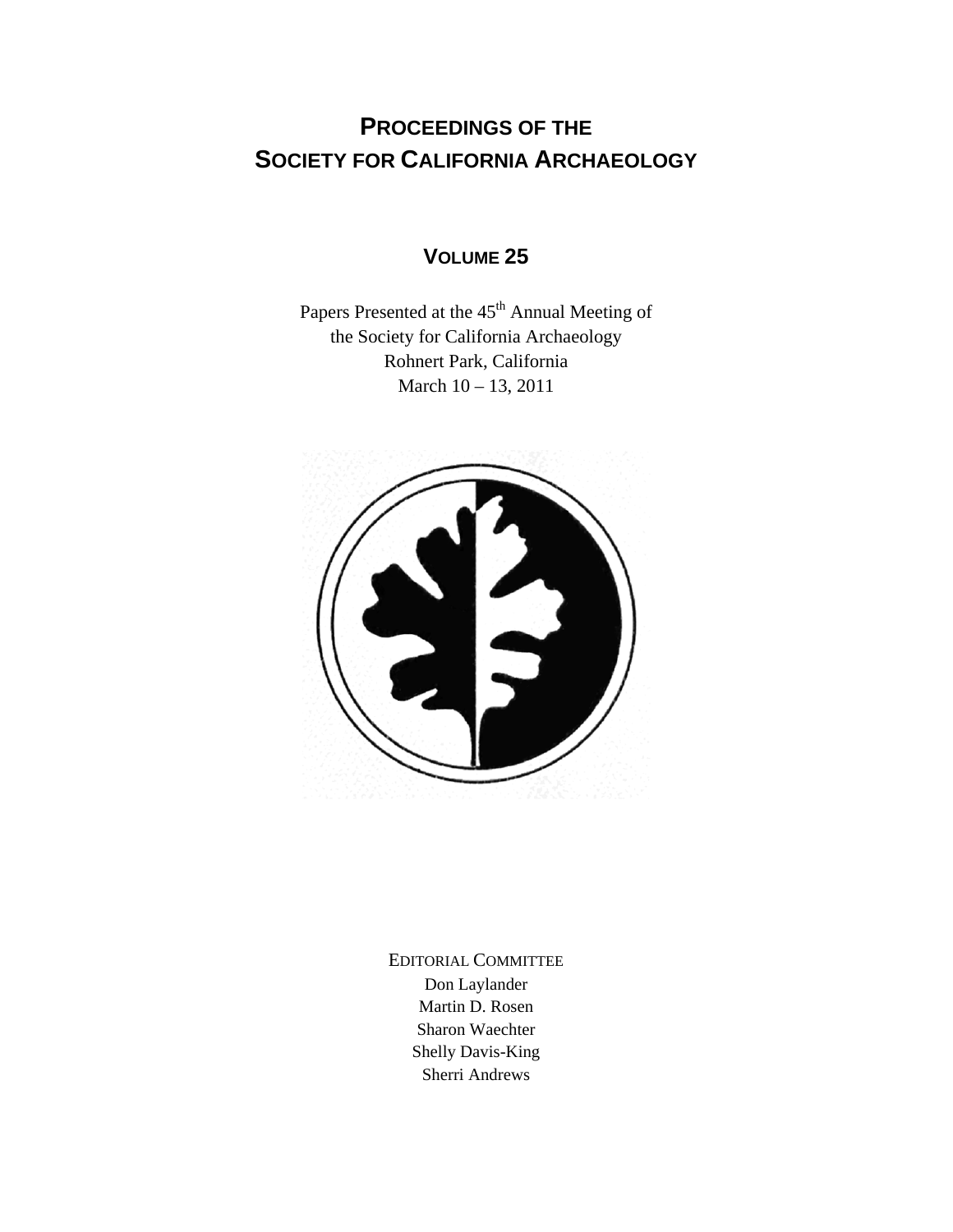# PROCEEDINGS OF THE SOCIETY FOR CALIFORNIA ARCHAEOLOGY

## VOLUME 25

Papers Presented at the 45th Annual Meeting of
the Society for California Archaeology
Rohnert Park, California
March 10 – 13, 2011

EDITORIAL COMMITTEE

Don Laylander
Martin D. Rosen
Sharon Waechter
Shelly Davis-King
Sherri Andrews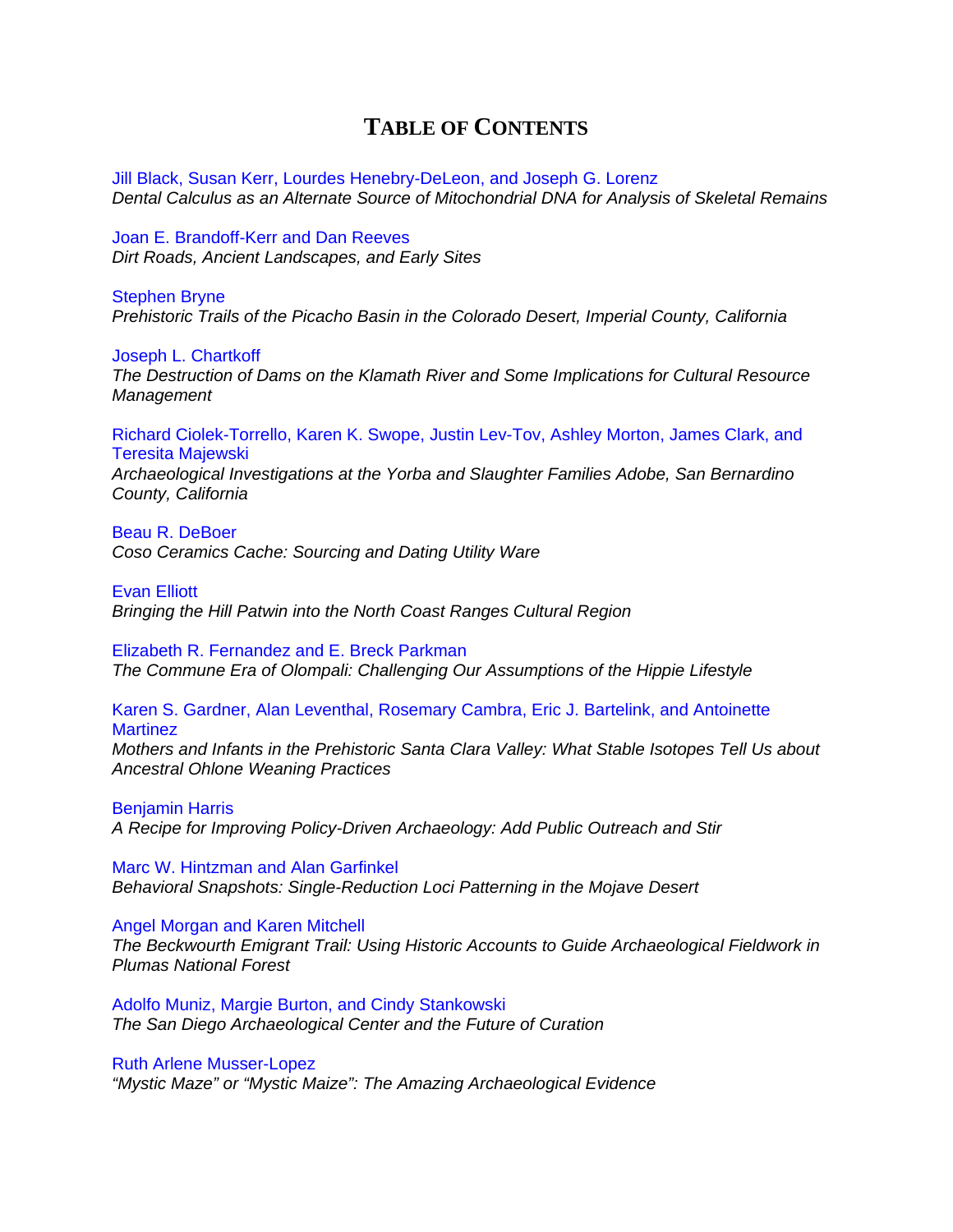# Table of Contents

Jill Black, Susan Kerr, Lourdes Henebry-DeLeon, and Joseph G. Lorenz
*Dental Calculus as an Alternate Source of Mitochondrial DNA for Analysis of Skeletal Remains*

Joan E. Brandoff-Kerr and Dan Reeves
*Dirt Roads, Ancient Landscapes, and Early Sites*

Stephen Bryne
*Prehistoric Trails of the Picacho Basin in the Colorado Desert, Imperial County, California*

Joseph L. Chartkoff
*The Destruction of Dams on the Klamath River and Some Implications for Cultural Resource Management*

Richard Ciolek-Torrello, Karen K. Swope, Justin Lev-Tov, Ashley Morton, James Clark, and Teresita Majewski
*Archaeological Investigations at the Yorba and Slaughter Families Adobe, San Bernardino County, California*

Beau R. DeBoer
*Coso Ceramics Cache: Sourcing and Dating Utility Ware*

Evan Elliott
*Bringing the Hill Patwin into the North Coast Ranges Cultural Region*

Elizabeth R. Fernandez and E. Breck Parkman
*The Commune Era of Olompali: Challenging Our Assumptions of the Hippie Lifestyle*

Karen S. Gardner, Alan Leventhal, Rosemary Cambra, Eric J. Bartelink, and Antoinette Martinez
*Mothers and Infants in the Prehistoric Santa Clara Valley: What Stable Isotopes Tell Us about Ancestral Ohlone Weaning Practices*

Benjamin Harris
*A Recipe for Improving Policy-Driven Archaeology: Add Public Outreach and Stir*

Marc W. Hintzman and Alan Garfinkel
*Behavioral Snapshots: Single-Reduction Loci Patterning in the Mojave Desert*

Angel Morgan and Karen Mitchell
*The Beckwourth Emigrant Trail: Using Historic Accounts to Guide Archaeological Fieldwork in Plumas National Forest*

Adolfo Muniz, Margie Burton, and Cindy Stankowski
*The San Diego Archaeological Center and the Future of Curation*

Ruth Arlene Musser-Lopez
*"Mystic Maze" or "Mystic Maize": The Amazing Archaeological Evidence*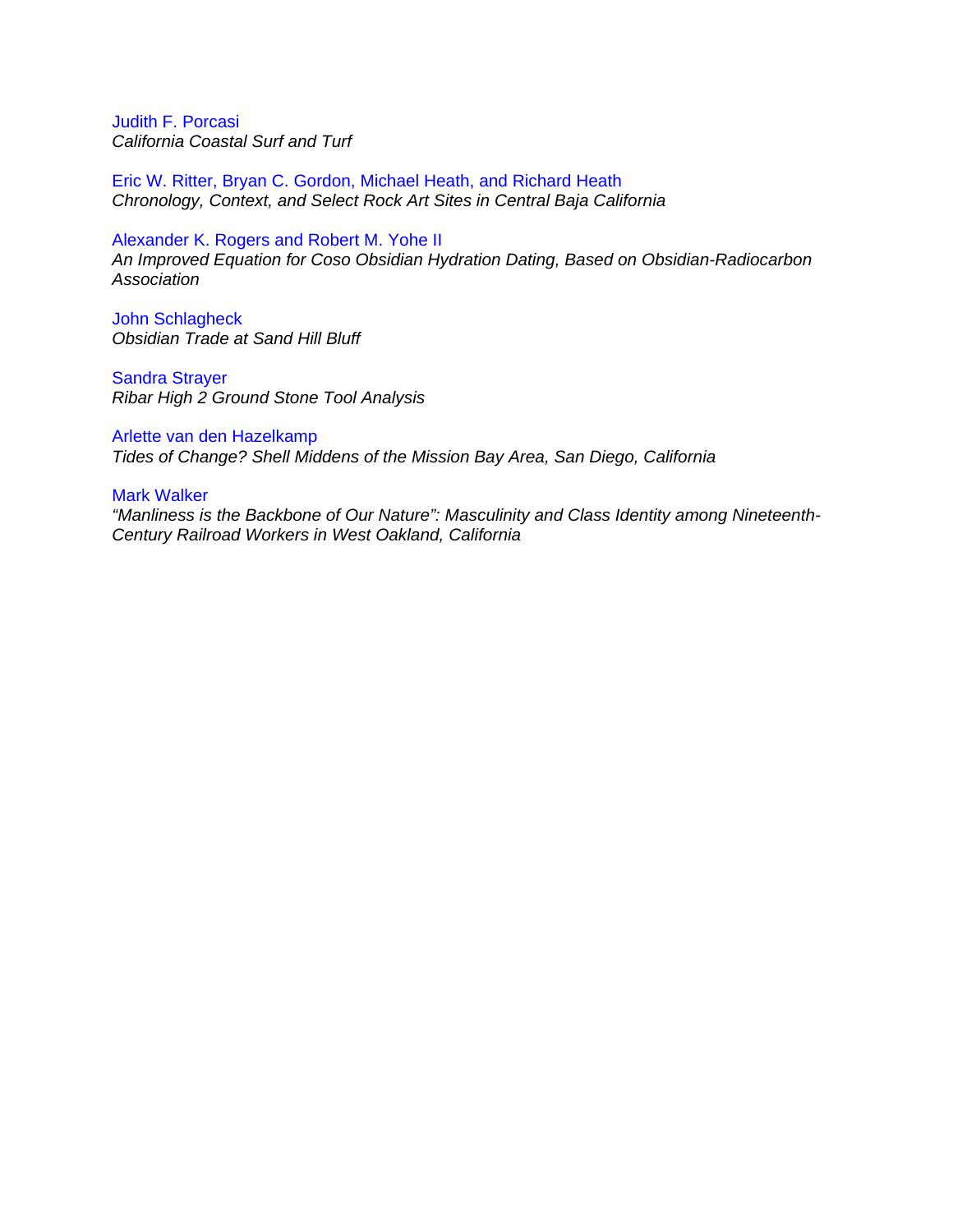Judith F. Porcasi
*California Coastal Surf and Turf*

Eric W. Ritter, Bryan C. Gordon, Michael Heath, and Richard Heath
*Chronology, Context, and Select Rock Art Sites in Central Baja California*

Alexander K. Rogers and Robert M. Yohe II
*An Improved Equation for Coso Obsidian Hydration Dating, Based on Obsidian-Radiocarbon Association*

John Schlagheck
*Obsidian Trade at Sand Hill Bluff*

Sandra Strayer
*Ribar High 2 Ground Stone Tool Analysis*

Arlette van den Hazelkamp
*Tides of Change? Shell Middens of the Mission Bay Area, San Diego, California*

Mark Walker
*"Manliness is the Backbone of Our Nature": Masculinity and Class Identity among Nineteenth-Century Railroad Workers in West Oakland, California*